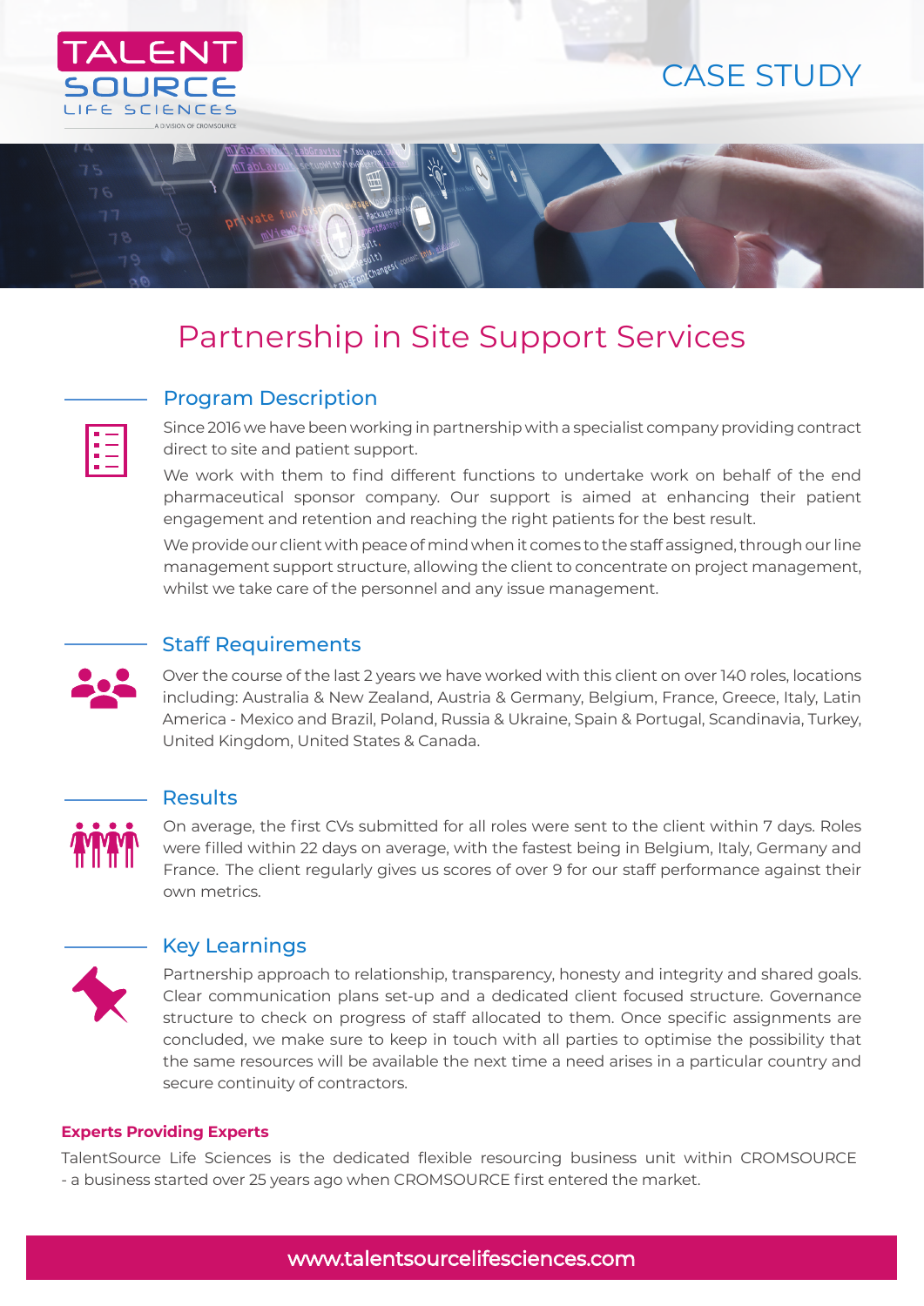TALENT SOURCE LIFE SCIENCES

A DIVISION OF CROMSOURCE

CASE STUDY

# Partnership in Site Support Services

## Program Description

Since 2016 we have been working in partnership with a specialist company providing contract direct to site and patient support.

We work with them to find different functions to undertake work on behalf of the end pharmaceutical sponsor company. Our support is aimed at enhancing their patient engagement and retention and reaching the right patients for the best result.

We provide our client with peace of mind when it comes to the staff assigned, through our line management support structure, allowing the client to concentrate on project management, whilst we take care of the personnel and any issue management.

## Staff Requirements

Over the course of the last 2 years we have worked with this client on over 140 roles, locations including: Australia & New Zealand, Austria & Germany, Belgium, France, Greece, Italy, Latin America - Mexico and Brazil, Poland, Russia & Ukraine, Spain & Portugal, Scandinavia, Turkey, United Kingdom, United States & Canada.

## Results

On average, the first CVs submitted for all roles were sent to the client within 7 days. Roles were filled within 22 days on average, with the fastest being in Belgium, Italy, Germany and France. The client regularly gives us scores of over 9 for our staff performance against their own metrics.

## Key Learnings

Partnership approach to relationship, transparency, honesty and integrity and shared goals. Clear communication plans set-up and a dedicated client focused structure. Governance structure to check on progress of staff allocated to them. Once specific assignments are concluded, we make sure to keep in touch with all parties to optimise the possibility that the same resources will be available the next time a need arises in a particular country and secure continuity of contractors.

**Experts Providing Experts**

TalentSource Life Sciences is the dedicated flexible resourcing business unit within CROMSOURCE - a business started over 25 years ago when CROMSOURCE first entered the market.

www.talentsourcelifesciences.com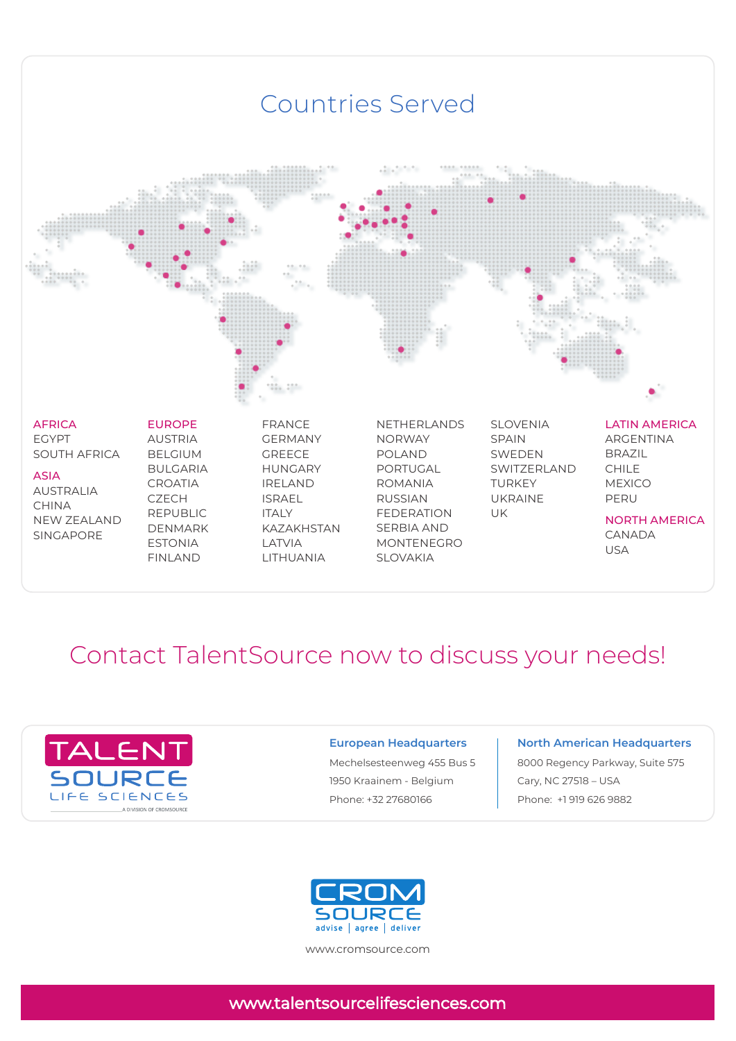# Countries Served

**AFRICA**
EGYPT
SOUTH AFRICA

**ASIA**
AUSTRALIA
CHINA
NEW ZEALAND
SINGAPORE

**EUROPE**
AUSTRIA
BELGIUM
BULGARIA
CROATIA
CZECH REPUBLIC
DENMARK
ESTONIA
FINLAND
FRANCE
GERMANY
GREECE
HUNGARY
IRELAND
ISRAEL
ITALY
KAZAKHSTAN
LATVIA
LITHUANIA
NETHERLANDS
NORWAY
POLAND
PORTUGAL
ROMANIA
RUSSIAN FEDERATION
SERBIA AND MONTENEGRO
SLOVAKIA
SLOVENIA
SPAIN
SWEDEN
SWITZERLAND
TURKEY
UKRAINE
UK

**LATIN AMERICA**
ARGENTINA
BRAZIL
CHILE
MEXICO
PERU

**NORTH AMERICA**
CANADA
USA

## Contact TalentSource now to discuss your needs!

TALENT SOURCE LIFE SCIENCES
A DIVISION OF CROMSOURCE

**European Headquarters**
Mechelsesteenweg 455 Bus 5
1950 Kraainem - Belgium
Phone: +32 27680166

**North American Headquarters**
8000 Regency Parkway, Suite 575
Cary, NC 27518 – USA
Phone: +1 919 626 9882

CROM SOURCE
advise | agree | deliver

www.cromsource.com

www.talentsourcelifesciences.com